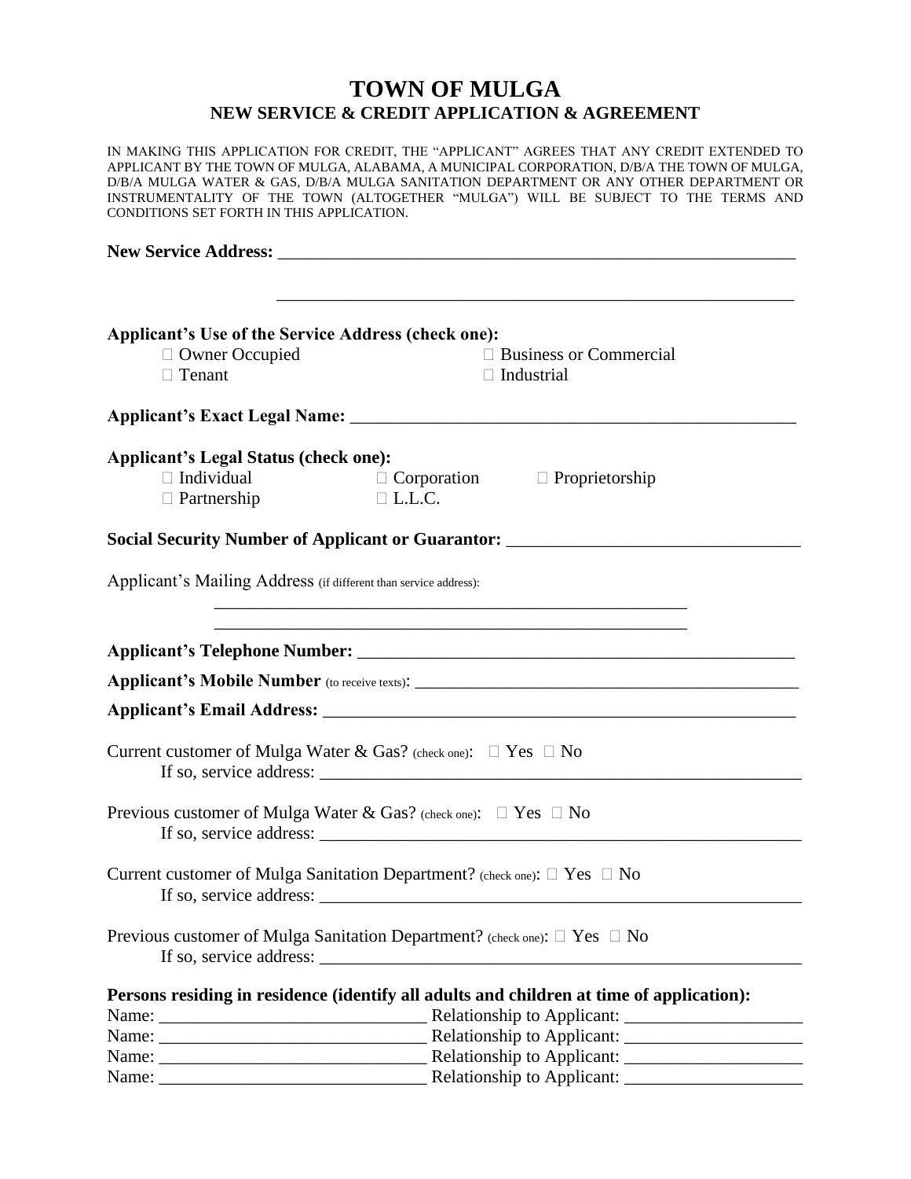# TOWN OF MULGA

## NEW SERVICE & CREDIT APPLICATION & AGREEMENT

IN MAKING THIS APPLICATION FOR CREDIT, THE "APPLICANT" AGREES THAT ANY CREDIT EXTENDED TO APPLICANT BY THE TOWN OF MULGA, ALABAMA, A MUNICIPAL CORPORATION, D/B/A THE TOWN OF MULGA, D/B/A MULGA WATER & GAS, D/B/A MULGA SANITATION DEPARTMENT OR ANY OTHER DEPARTMENT OR INSTRUMENTALITY OF THE TOWN (ALTOGETHER "MULGA") WILL BE SUBJECT TO THE TERMS AND CONDITIONS SET FORTH IN THIS APPLICATION.

**New Service Address:** ____________________________________________________________

____________________________________________________________

**Applicant's Use of the Service Address (check one):**

- ☐ Owner Occupied
- ☐ Business or Commercial
- ☐ Tenant
- ☐ Industrial

**Applicant's Exact Legal Name:** ____________________________________________________

**Applicant's Legal Status (check one):**

- ☐ Individual
- ☐ Corporation
- ☐ Proprietorship
- ☐ Partnership
- ☐ L.L.C.

**Social Security Number of Applicant or Guarantor:** ________________________________

Applicant's Mailing Address (if different than service address):

____________________________________________________

____________________________________________________

**Applicant's Telephone Number:** ___________________________________________________

**Applicant's Mobile Number** (to receive texts): ____________________________________________

**Applicant's Email Address:** ______________________________________________________

Current customer of Mulga Water & Gas? (check one): ☐ Yes ☐ No

If so, service address: ______________________________________________________

Previous customer of Mulga Water & Gas? (check one): ☐ Yes ☐ No

If so, service address: ______________________________________________________

Current customer of Mulga Sanitation Department? (check one): ☐ Yes ☐ No

If so, service address: ______________________________________________________

Previous customer of Mulga Sanitation Department? (check one): ☐ Yes ☐ No

If so, service address: ______________________________________________________

**Persons residing in residence (identify all adults and children at time of application):**

Name: _____________________________ Relationship to Applicant: ___________________

Name: _____________________________ Relationship to Applicant: ___________________

Name: _____________________________ Relationship to Applicant: ___________________

Name: _____________________________ Relationship to Applicant: ___________________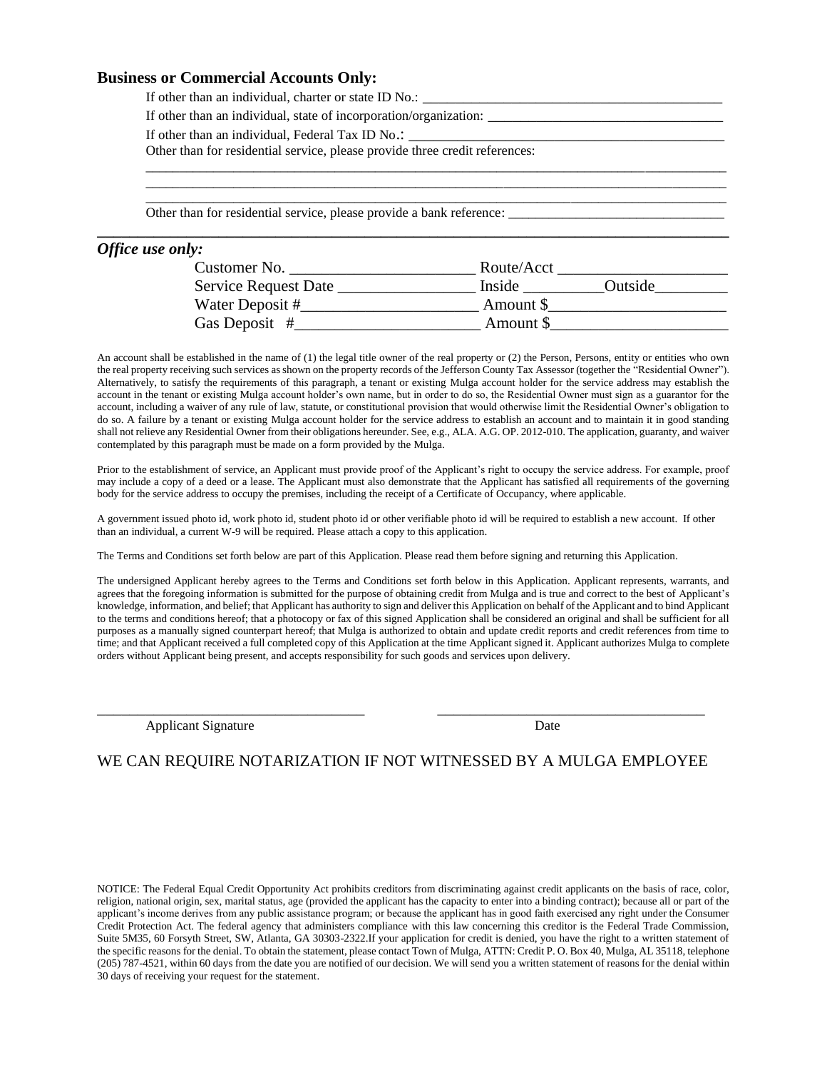### **Business or Commercial Accounts Only:**

If other than an individual, charter or state ID No.: ___________________________________________

If other than an individual, state of incorporation/organization: ___________________________________

If other than an individual, Federal Tax ID No.: _______________________________________________

Other than for residential service, please provide three credit references:

_____________________________________________________________________________________

_____________________________________________________________________________________

_____________________________________________________________________________________

Other than for residential service, please provide a bank reference: _______________________________

---

***Office use only:***

Customer No. _______________________ Route/Acct _____________________

Service Request Date _________________ Inside __________Outside_________

Water Deposit #______________________ Amount $______________________

Gas Deposit #_______________________ Amount $______________________

An account shall be established in the name of (1) the legal title owner of the real property or (2) the Person, Persons, entity or entities who own the real property receiving such services as shown on the property records of the Jefferson County Tax Assessor (together the "Residential Owner"). Alternatively, to satisfy the requirements of this paragraph, a tenant or existing Mulga account holder for the service address may establish the account in the tenant or existing Mulga account holder's own name, but in order to do so, the Residential Owner must sign as a guarantor for the account, including a waiver of any rule of law, statute, or constitutional provision that would otherwise limit the Residential Owner's obligation to do so. A failure by a tenant or existing Mulga account holder for the service address to establish an account and to maintain it in good standing shall not relieve any Residential Owner from their obligations hereunder. See, e.g., ALA. A.G. OP. 2012-010. The application, guaranty, and waiver contemplated by this paragraph must be made on a form provided by the Mulga.

Prior to the establishment of service, an Applicant must provide proof of the Applicant's right to occupy the service address. For example, proof may include a copy of a deed or a lease. The Applicant must also demonstrate that the Applicant has satisfied all requirements of the governing body for the service address to occupy the premises, including the receipt of a Certificate of Occupancy, where applicable.

A government issued photo id, work photo id, student photo id or other verifiable photo id will be required to establish a new account. If other than an individual, a current W-9 will be required. Please attach a copy to this application.

The Terms and Conditions set forth below are part of this Application. Please read them before signing and returning this Application.

The undersigned Applicant hereby agrees to the Terms and Conditions set forth below in this Application. Applicant represents, warrants, and agrees that the foregoing information is submitted for the purpose of obtaining credit from Mulga and is true and correct to the best of Applicant's knowledge, information, and belief; that Applicant has authority to sign and deliver this Application on behalf of the Applicant and to bind Applicant to the terms and conditions hereof; that a photocopy or fax of this signed Application shall be considered an original and shall be sufficient for all purposes as a manually signed counterpart hereof; that Mulga is authorized to obtain and update credit reports and credit references from time to time; and that Applicant received a full completed copy of this Application at the time Applicant signed it. Applicant authorizes Mulga to complete orders without Applicant being present, and accepts responsibility for such goods and services upon delivery.

_____________________________________ _____________________________________

Applicant Signature Date

WE CAN REQUIRE NOTARIZATION IF NOT WITNESSED BY A MULGA EMPLOYEE

NOTICE: The Federal Equal Credit Opportunity Act prohibits creditors from discriminating against credit applicants on the basis of race, color, religion, national origin, sex, marital status, age (provided the applicant has the capacity to enter into a binding contract); because all or part of the applicant's income derives from any public assistance program; or because the applicant has in good faith exercised any right under the Consumer Credit Protection Act. The federal agency that administers compliance with this law concerning this creditor is the Federal Trade Commission, Suite 5M35, 60 Forsyth Street, SW, Atlanta, GA 30303-2322.If your application for credit is denied, you have the right to a written statement of the specific reasons for the denial. To obtain the statement, please contact Town of Mulga, ATTN: Credit P. O. Box 40, Mulga, AL 35118, telephone (205) 787-4521, within 60 days from the date you are notified of our decision. We will send you a written statement of reasons for the denial within 30 days of receiving your request for the statement.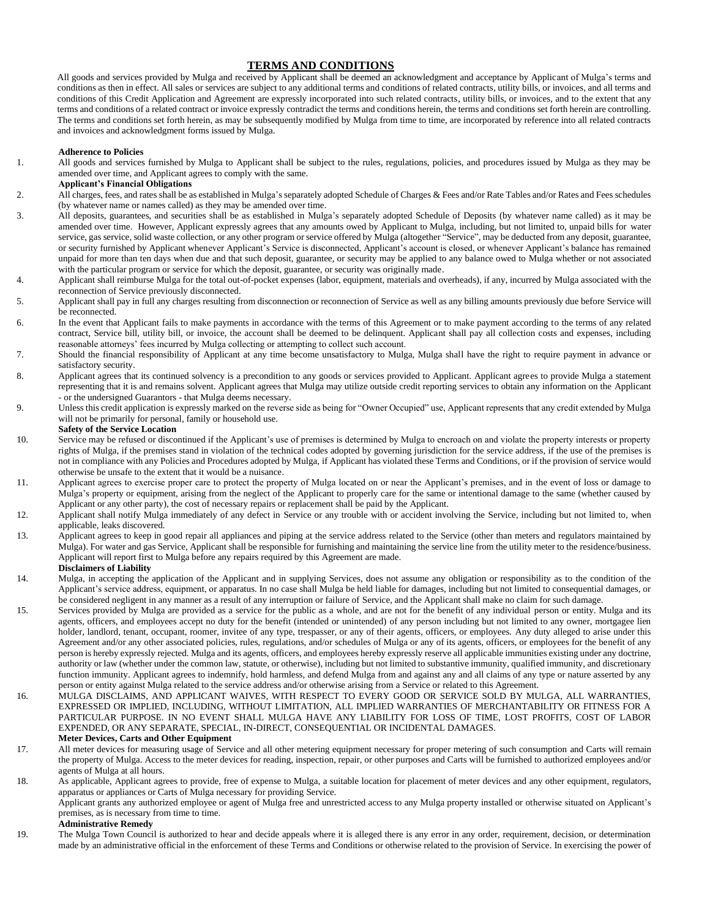# TERMS AND CONDITIONS

All goods and services provided by Mulga and received by Applicant shall be deemed an acknowledgment and acceptance by Applicant of Mulga's terms and conditions as then in effect. All sales or services are subject to any additional terms and conditions of related contracts, utility bills, or invoices, and all terms and conditions of this Credit Application and Agreement are expressly incorporated into such related contracts, utility bills, or invoices, and to the extent that any terms and conditions of a related contract or invoice expressly contradict the terms and conditions herein, the terms and conditions set forth herein are controlling. The terms and conditions set forth herein, as may be subsequently modified by Mulga from time to time, are incorporated by reference into all related contracts and invoices and acknowledgment forms issued by Mulga.

**Adherence to Policies**

1. All goods and services furnished by Mulga to Applicant shall be subject to the rules, regulations, policies, and procedures issued by Mulga as they may be amended over time, and Applicant agrees to comply with the same.

**Applicant's Financial Obligations**

2. All charges, fees, and rates shall be as established in Mulga's separately adopted Schedule of Charges & Fees and/or Rate Tables and/or Rates and Fees schedules (by whatever name or names called) as they may be amended over time.
3. All deposits, guarantees, and securities shall be as established in Mulga's separately adopted Schedule of Deposits (by whatever name called) as it may be amended over time. However, Applicant expressly agrees that any amounts owed by Applicant to Mulga, including, but not limited to, unpaid bills for water service, gas service, solid waste collection, or any other program or service offered by Mulga (altogether "Service", may be deducted from any deposit, guarantee, or security furnished by Applicant whenever Applicant's Service is disconnected, Applicant's account is closed, or whenever Applicant's balance has remained unpaid for more than ten days when due and that such deposit, guarantee, or security may be applied to any balance owed to Mulga whether or not associated with the particular program or service for which the deposit, guarantee, or security was originally made.
4. Applicant shall reimburse Mulga for the total out-of-pocket expenses (labor, equipment, materials and overheads), if any, incurred by Mulga associated with the reconnection of Service previously disconnected.
5. Applicant shall pay in full any charges resulting from disconnection or reconnection of Service as well as any billing amounts previously due before Service will be reconnected.
6. In the event that Applicant fails to make payments in accordance with the terms of this Agreement or to make payment according to the terms of any related contract, Service bill, utility bill, or invoice, the account shall be deemed to be delinquent. Applicant shall pay all collection costs and expenses, including reasonable attorneys' fees incurred by Mulga collecting or attempting to collect such account.
7. Should the financial responsibility of Applicant at any time become unsatisfactory to Mulga, Mulga shall have the right to require payment in advance or satisfactory security.
8. Applicant agrees that its continued solvency is a precondition to any goods or services provided to Applicant. Applicant agrees to provide Mulga a statement representing that it is and remains solvent. Applicant agrees that Mulga may utilize outside credit reporting services to obtain any information on the Applicant - or the undersigned Guarantors - that Mulga deems necessary.
9. Unless this credit application is expressly marked on the reverse side as being for "Owner Occupied" use, Applicant represents that any credit extended by Mulga will not be primarily for personal, family or household use.

**Safety of the Service Location**

10. Service may be refused or discontinued if the Applicant's use of premises is determined by Mulga to encroach on and violate the property interests or property rights of Mulga, if the premises stand in violation of the technical codes adopted by governing jurisdiction for the service address, if the use of the premises is not in compliance with any Policies and Procedures adopted by Mulga, if Applicant has violated these Terms and Conditions, or if the provision of service would otherwise be unsafe to the extent that it would be a nuisance.
11. Applicant agrees to exercise proper care to protect the property of Mulga located on or near the Applicant's premises, and in the event of loss or damage to Mulga's property or equipment, arising from the neglect of the Applicant to properly care for the same or intentional damage to the same (whether caused by Applicant or any other party), the cost of necessary repairs or replacement shall be paid by the Applicant.
12. Applicant shall notify Mulga immediately of any defect in Service or any trouble with or accident involving the Service, including but not limited to, when applicable, leaks discovered.
13. Applicant agrees to keep in good repair all appliances and piping at the service address related to the Service (other than meters and regulators maintained by Mulga). For water and gas Service, Applicant shall be responsible for furnishing and maintaining the service line from the utility meter to the residence/business. Applicant will report first to Mulga before any repairs required by this Agreement are made.

**Disclaimers of Liability**

14. Mulga, in accepting the application of the Applicant and in supplying Services, does not assume any obligation or responsibility as to the condition of the Applicant's service address, equipment, or apparatus. In no case shall Mulga be held liable for damages, including but not limited to consequential damages, or be considered negligent in any manner as a result of any interruption or failure of Service, and the Applicant shall make no claim for such damage.
15. Services provided by Mulga are provided as a service for the public as a whole, and are not for the benefit of any individual person or entity. Mulga and its agents, officers, and employees accept no duty for the benefit (intended or unintended) of any person including but not limited to any owner, mortgagee lien holder, landlord, tenant, occupant, roomer, invitee of any type, trespasser, or any of their agents, officers, or employees. Any duty alleged to arise under this Agreement and/or any other associated policies, rules, regulations, and/or schedules of Mulga or any of its agents, officers, or employees for the benefit of any person is hereby expressly rejected. Mulga and its agents, officers, and employees hereby expressly reserve all applicable immunities existing under any doctrine, authority or law (whether under the common law, statute, or otherwise), including but not limited to substantive immunity, qualified immunity, and discretionary function immunity. Applicant agrees to indemnify, hold harmless, and defend Mulga from and against any and all claims of any type or nature asserted by any person or entity against Mulga related to the service address and/or otherwise arising from a Service or related to this Agreement.
16. MULGA DISCLAIMS, AND APPLICANT WAIVES, WITH RESPECT TO EVERY GOOD OR SERVICE SOLD BY MULGA, ALL WARRANTIES, EXPRESSED OR IMPLIED, INCLUDING, WITHOUT LIMITATION, ALL IMPLIED WARRANTIES OF MERCHANTABILITY OR FITNESS FOR A PARTICULAR PURPOSE. IN NO EVENT SHALL MULGA HAVE ANY LIABILITY FOR LOSS OF TIME, LOST PROFITS, COST OF LABOR EXPENDED, OR ANY SEPARATE, SPECIAL, IN-DIRECT, CONSEQUENTIAL OR INCIDENTAL DAMAGES.

**Meter Devices, Carts and Other Equipment**

17. All meter devices for measuring usage of Service and all other metering equipment necessary for proper metering of such consumption and Carts will remain the property of Mulga. Access to the meter devices for reading, inspection, repair, or other purposes and Carts will be furnished to authorized employees and/or agents of Mulga at all hours.
18. As applicable, Applicant agrees to provide, free of expense to Mulga, a suitable location for placement of meter devices and any other equipment, regulators, apparatus or appliances or Carts of Mulga necessary for providing Service.

    Applicant grants any authorized employee or agent of Mulga free and unrestricted access to any Mulga property installed or otherwise situated on Applicant's premises, as is necessary from time to time.

**Administrative Remedy**

19. The Mulga Town Council is authorized to hear and decide appeals where it is alleged there is any error in any order, requirement, decision, or determination made by an administrative official in the enforcement of these Terms and Conditions or otherwise related to the provision of Service. In exercising the power of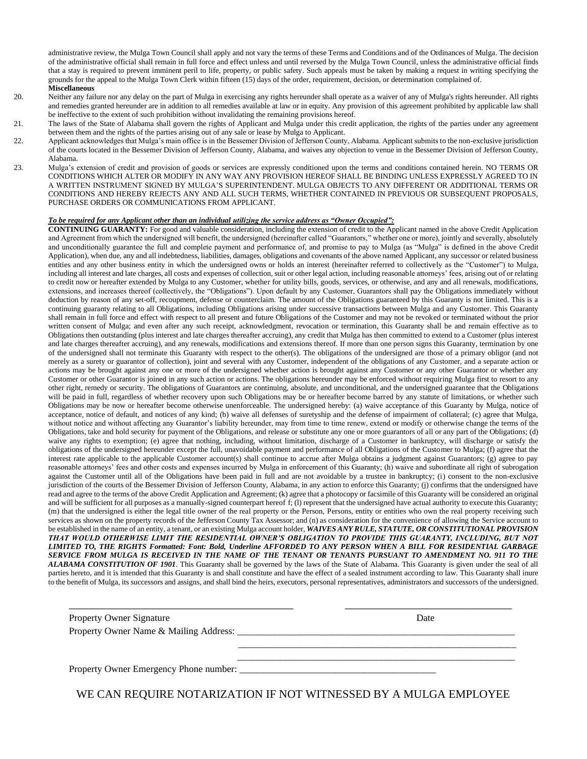administrative review, the Mulga Town Council shall apply and not vary the terms of these Terms and Conditions and of the Ordinances of Mulga. The decision of the administrative official shall remain in full force and effect unless and until reversed by the Mulga Town Council, unless the administrative official finds that a stay is required to prevent imminent peril to life, property, or public safety. Such appeals must be taken by making a request in writing specifying the grounds for the appeal to the Mulga Town Clerk within fifteen (15) days of the order, requirement, decision, or determination complained of.

**Miscellaneous**

20. Neither any failure nor any delay on the part of Mulga in exercising any rights hereunder shall operate as a waiver of any of Mulga's rights hereunder. All rights and remedies granted hereunder are in addition to all remedies available at law or in equity. Any provision of this agreement prohibited by applicable law shall be ineffective to the extent of such prohibition without invalidating the remaining provisions hereof.
21. The laws of the State of Alabama shall govern the rights of Applicant and Mulga under this credit application, the rights of the parties under any agreement between them and the rights of the parties arising out of any sale or lease by Mulga to Applicant.
22. Applicant acknowledges that Mulga's main office is in the Bessemer Division of Jefferson County, Alabama. Applicant submits to the non-exclusive jurisdiction of the courts located in the Bessemer Division of Jefferson County, Alabama, and waives any objection to venue in the Bessemer Division of Jefferson County, Alabama.
23. Mulga's extension of credit and provision of goods or services are expressly conditioned upon the terms and conditions contained herein. NO TERMS OR CONDITIONS WHICH ALTER OR MODIFY IN ANY WAY ANY PROVISION HEREOF SHALL BE BINDING UNLESS EXPRESSLY AGREED TO IN A WRITTEN INSTRUMENT SIGNED BY MULGA'S SUPERINTENDENT. MULGA OBJECTS TO ANY DIFFERENT OR ADDITIONAL TERMS OR CONDITIONS AND HEREBY REJECTS ANY AND ALL SUCH TERMS, WHETHER CONTAINED IN PREVIOUS OR SUBSEQUENT PROPOSALS, PURCHASE ORDERS OR COMMUNICATIONS FROM APPLICANT.

***To be required for any Applicant other than an individual utilizing the service address as "Owner Occupied":***

**CONTINUING GUARANTY:** For good and valuable consideration, including the extension of credit to the Applicant named in the above Credit Application and Agreement from which the undersigned will benefit, the undersigned (hereinafter called "Guarantors," whether one or more), jointly and severally, absolutely and unconditionally guarantee the full and complete payment and performance of, and promise to pay to Mulga (as "Mulga" is defined in the above Credit Application), when due, any and all indebtedness, liabilities, damages, obligations and covenants of the above named Applicant, any successor or related business entities and any other business entity in which the undersigned owns or holds an interest (hereinafter referred to collectively as the "Customer") to Mulga, including all interest and late charges, all costs and expenses of collection, suit or other legal action, including reasonable attorneys' fees, arising out of or relating to credit now or hereafter extended by Mulga to any Customer, whether for utility bills, goods, services, or otherwise, and any and all renewals, modifications, extensions, and increases thereof (collectively, the "Obligations"). Upon default by any Customer, Guarantors shall pay the Obligations immediately without deduction by reason of any set-off, recoupment, defense or counterclaim. The amount of the Obligations guaranteed by this Guaranty is not limited. This is a continuing guaranty relating to all Obligations, including Obligations arising under successive transactions between Mulga and any Customer. This Guaranty shall remain in full force and effect with respect to all present and future Obligations of the Customer and may not be revoked or terminated without the prior written consent of Mulga; and even after any such receipt, acknowledgment, revocation or termination, this Guaranty shall be and remain effective as to Obligations then outstanding (plus interest and late charges thereafter accruing), any credit that Mulga has then committed to extend to a Customer (plus interest and late charges thereafter accruing), and any renewals, modifications and extensions thereof. If more than one person signs this Guaranty, termination by one of the undersigned shall not terminate this Guaranty with respect to the other(s). The obligations of the undersigned are those of a primary obligor (and not merely as a surety or guarantor of collection), joint and several with any Customer, independent of the obligations of any Customer, and a separate action or actions may be brought against any one or more of the undersigned whether action is brought against any Customer or any other Guarantor or whether any Customer or other Guarantor is joined in any such action or actions. The obligations hereunder may be enforced without requiring Mulga first to resort to any other right, remedy or security. The obligations of Guarantors are continuing, absolute, and unconditional, and the undersigned guarantee that the Obligations will be paid in full, regardless of whether recovery upon such Obligations may be or hereafter become barred by any statute of limitations, or whether such Obligations may be now or hereafter become otherwise unenforceable. The undersigned hereby: (a) waive acceptance of this Guaranty by Mulga, notice of acceptance, notice of default, and notices of any kind; (b) waive all defenses of suretyship and the defense of impairment of collateral; (c) agree that Mulga, without notice and without affecting any Guarantor's liability hereunder, may from time to time renew, extend or modify or otherwise change the terms of the Obligations, take and hold security for payment of the Obligations, and release or substitute any one or more guarantors of all or any part of the Obligations; (d) waive any rights to exemption; (e) agree that nothing, including, without limitation, discharge of a Customer in bankruptcy, will discharge or satisfy the obligations of the undersigned hereunder except the full, unavoidable payment and performance of all Obligations of the Customer to Mulga; (f) agree that the interest rate applicable to the applicable Customer account(s) shall continue to accrue after Mulga obtains a judgment against Guarantors; (g) agree to pay reasonable attorneys' fees and other costs and expenses incurred by Mulga in enforcement of this Guaranty; (h) waive and subordinate all right of subrogation against the Customer until all of the Obligations have been paid in full and are not avoidable by a trustee in bankruptcy; (i) consent to the non-exclusive jurisdiction of the courts of the Bessemer Division of Jefferson County, Alabama, in any action to enforce this Guaranty; (j) confirms that the undersigned have read and agree to the terms of the above Credit Application and Agreement; (k) agree that a photocopy or facsimile of this Guaranty will be considered an original and will be sufficient for all purposes as a manually-signed counterpart hereof f; (l) represent that the undersigned have actual authority to execute this Guaranty; (m) that the undersigned is either the legal title owner of the real property or the Person, Persons, entity or entities who own the real property receiving such services as shown on the property records of the Jefferson County Tax Assessor; and (n) as consideration for the convenience of allowing the Service account to be established in the name of an entity, a tenant, or an existing Mulga account holder, ***WAIVES ANY RULE, STATUTE, OR CONSTITUTIONAL PROVISION THAT WOULD OTHERWISE LIMIT THE RESIDENTIAL OWNER'S OBLIGATION TO PROVIDE THIS GUARANTY, INCLUDING, BUT NOT LIMITED TO, THE RIGHTS Formatted: Font: Bold, Underline AFFORDED TO ANY PERSON WHEN A BILL FOR RESIDENTIAL GARBAGE SERVICE FROM MULGA IS RECEIVED IN THE NAME OF THE TENANT OR TENANTS PURSUANT TO AMENDMENT NO. 911 TO THE ALABAMA CONSTITUTION OF 1901***. This Guaranty shall be governed by the laws of the State of Alabama. This Guaranty is given under the seal of all parties hereto, and it is intended that this Guaranty is and shall constitute and have the effect of a sealed instrument according to law. This Guaranty shall inure to the benefit of Mulga, its successors and assigns, and shall bind the heirs, executors, personal representatives, administrators and successors of the undersigned.

_______________________________________________ ___________________________________

Property Owner Signature Date

Property Owner Name & Mailing Address: ____________________________________________________________

____________________________________________________________

____________________________________________________________

Property Owner Emergency Phone number: ________________________________________

WE CAN REQUIRE NOTARIZATION IF NOT WITNESSED BY A MULGA EMPLOYEE